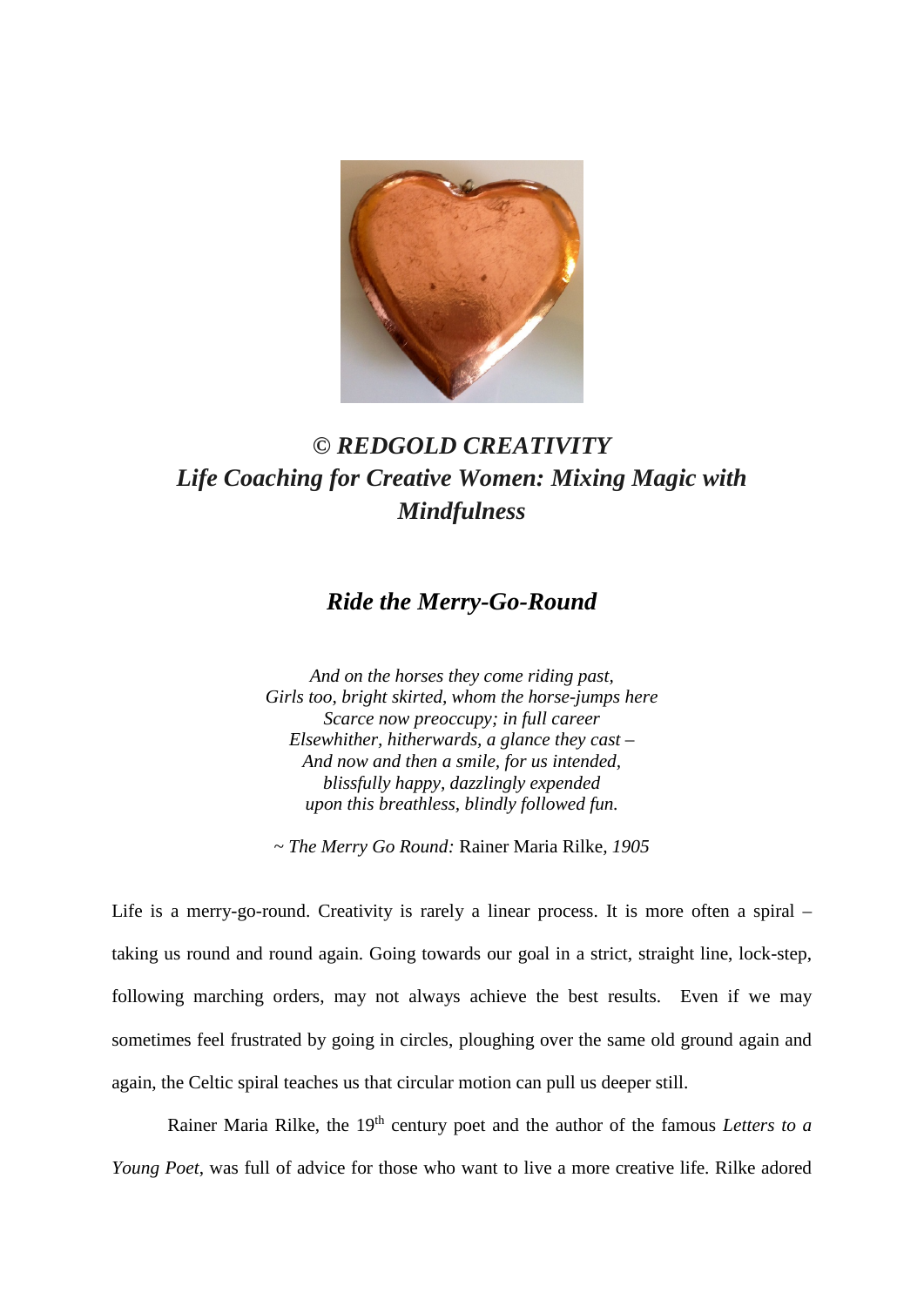***© REDGOLD CREATIVITY***
***Life Coaching for Creative Women: Mixing Magic with Mindfulness***

## *Ride the Merry-Go-Round*

*And on the horses they come riding past,*
*Girls too, bright skirted, whom the horse-jumps here*
*Scarce now preoccupy; in full career*
*Elsewhither, hitherwards, a glance they cast –*
*And now and then a smile, for us intended,*
*blissfully happy, dazzlingly expended*
*upon this breathless, blindly followed fun.*

~ *The Merry Go Round:* Rainer Maria Rilke, *1905*

Life is a merry-go-round. Creativity is rarely a linear process. It is more often a spiral – taking us round and round again. Going towards our goal in a strict, straight line, lock-step, following marching orders, may not always achieve the best results. Even if we may sometimes feel frustrated by going in circles, ploughing over the same old ground again and again, the Celtic spiral teaches us that circular motion can pull us deeper still.

Rainer Maria Rilke, the 19th century poet and the author of the famous *Letters to a Young Poet*, was full of advice for those who want to live a more creative life. Rilke adored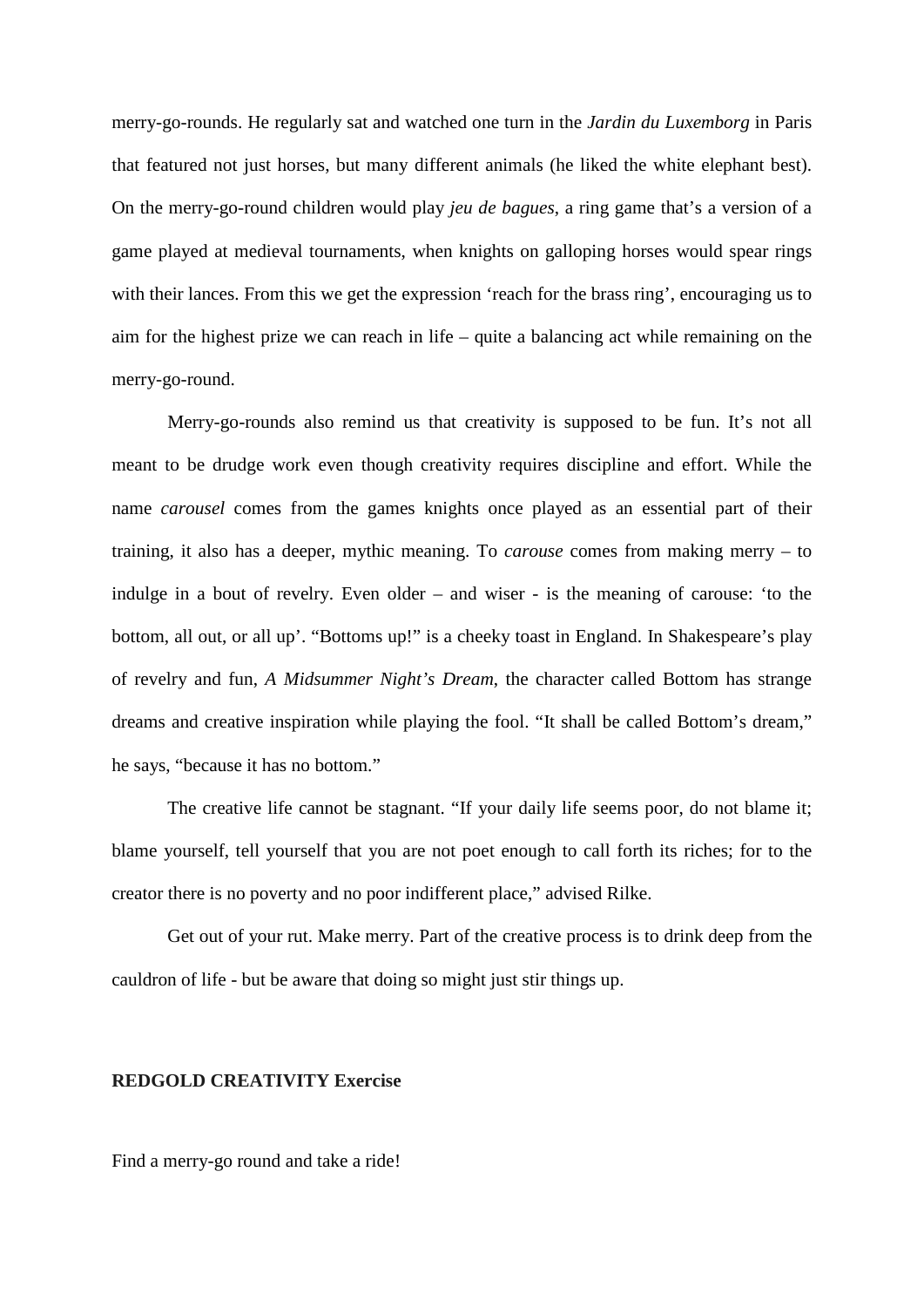merry-go-rounds. He regularly sat and watched one turn in the *Jardin du Luxemborg* in Paris that featured not just horses, but many different animals (he liked the white elephant best). On the merry-go-round children would play *jeu de bagues*, a ring game that's a version of a game played at medieval tournaments, when knights on galloping horses would spear rings with their lances. From this we get the expression 'reach for the brass ring', encouraging us to aim for the highest prize we can reach in life – quite a balancing act while remaining on the merry-go-round.

Merry-go-rounds also remind us that creativity is supposed to be fun. It's not all meant to be drudge work even though creativity requires discipline and effort. While the name *carousel* comes from the games knights once played as an essential part of their training, it also has a deeper, mythic meaning. To *carouse* comes from making merry – to indulge in a bout of revelry. Even older – and wiser - is the meaning of carouse: 'to the bottom, all out, or all up'. "Bottoms up!" is a cheeky toast in England. In Shakespeare's play of revelry and fun, *A Midsummer Night's Dream*, the character called Bottom has strange dreams and creative inspiration while playing the fool. "It shall be called Bottom's dream," he says, "because it has no bottom."

The creative life cannot be stagnant. "If your daily life seems poor, do not blame it; blame yourself, tell yourself that you are not poet enough to call forth its riches; for to the creator there is no poverty and no poor indifferent place," advised Rilke.

Get out of your rut. Make merry. Part of the creative process is to drink deep from the cauldron of life - but be aware that doing so might just stir things up.

**REDGOLD CREATIVITY Exercise**

Find a merry-go round and take a ride!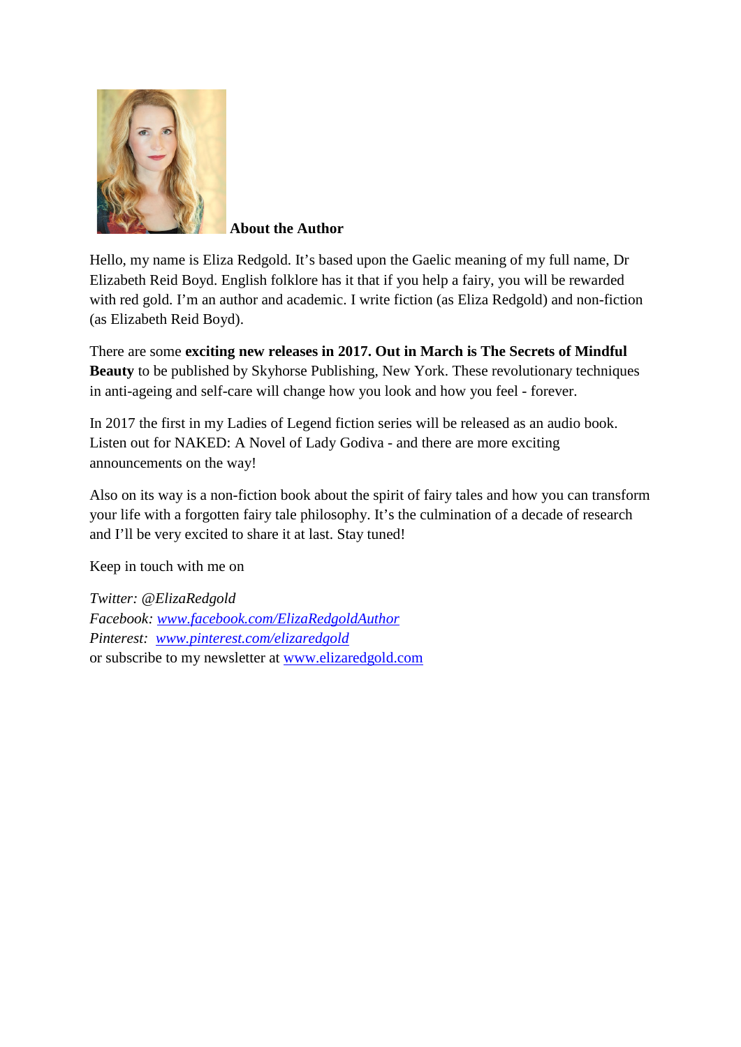## About the Author

Hello, my name is Eliza Redgold. It's based upon the Gaelic meaning of my full name, Dr Elizabeth Reid Boyd. English folklore has it that if you help a fairy, you will be rewarded with red gold. I'm an author and academic. I write fiction (as Eliza Redgold) and non-fiction (as Elizabeth Reid Boyd).

There are some **exciting new releases in 2017. Out in March is The Secrets of Mindful Beauty** to be published by Skyhorse Publishing, New York. These revolutionary techniques in anti-ageing and self-care will change how you look and how you feel - forever.

In 2017 the first in my Ladies of Legend fiction series will be released as an audio book. Listen out for NAKED: A Novel of Lady Godiva - and there are more exciting announcements on the way!

Also on its way is a non-fiction book about the spirit of fairy tales and how you can transform your life with a forgotten fairy tale philosophy. It's the culmination of a decade of research and I'll be very excited to share it at last. Stay tuned!

Keep in touch with me on

*Twitter: @ElizaRedgold*
*Facebook: [www.facebook.com/ElizaRedgoldAuthor](http://www.facebook.com/ElizaRedgoldAuthor)*
*Pinterest: [www.pinterest.com/elizaredgold](http://www.pinterest.com/elizaredgold)*
or subscribe to my newsletter at [www.elizaredgold.com](http://www.elizaredgold.com)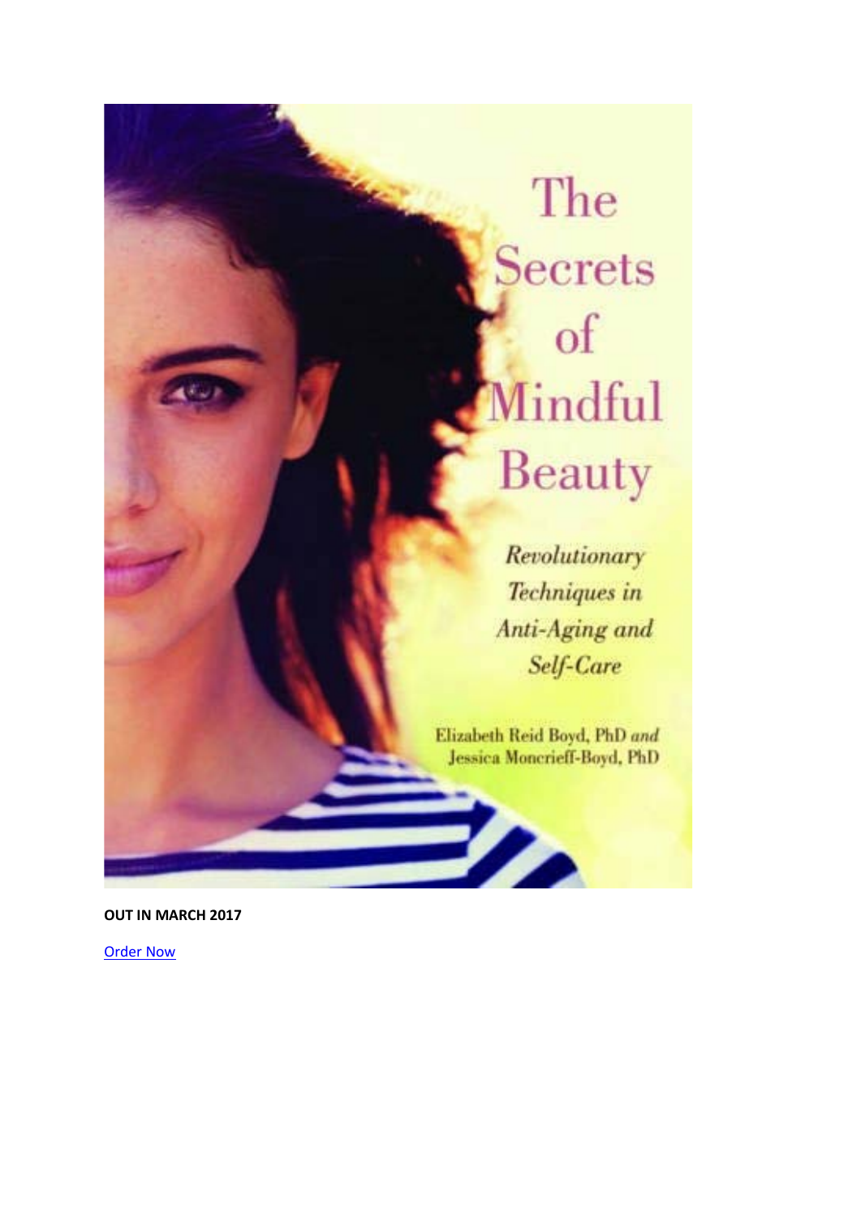The Secrets of Mindful Beauty

*Revolutionary Techniques in Anti-Aging and Self-Care*

Elizabeth Reid Boyd, PhD *and* Jessica Moncrieff-Boyd, PhD

**OUT IN MARCH 2017**

Order Now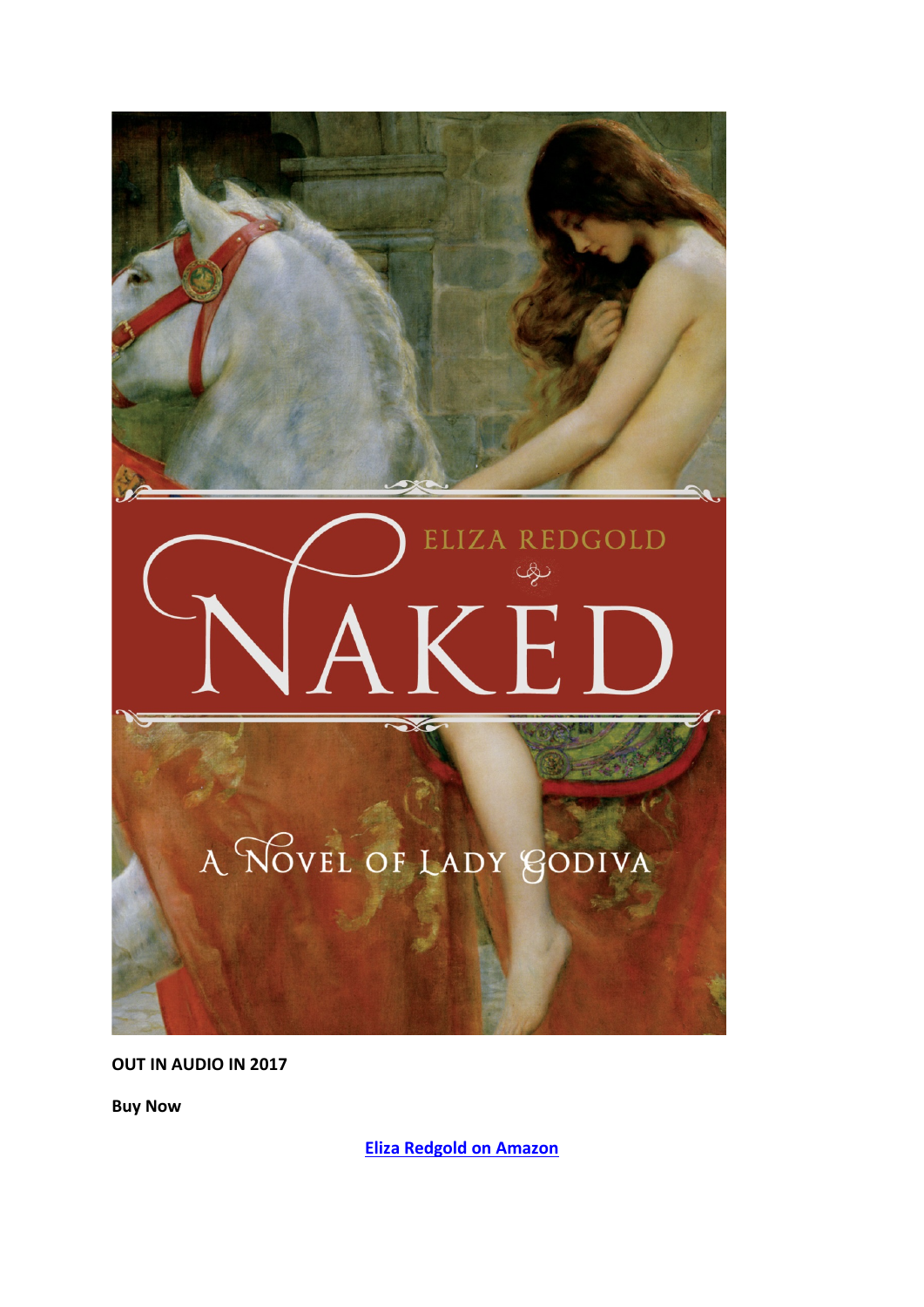**OUT IN AUDIO IN 2017**

**Buy Now**

**Eliza Redgold on Amazon**